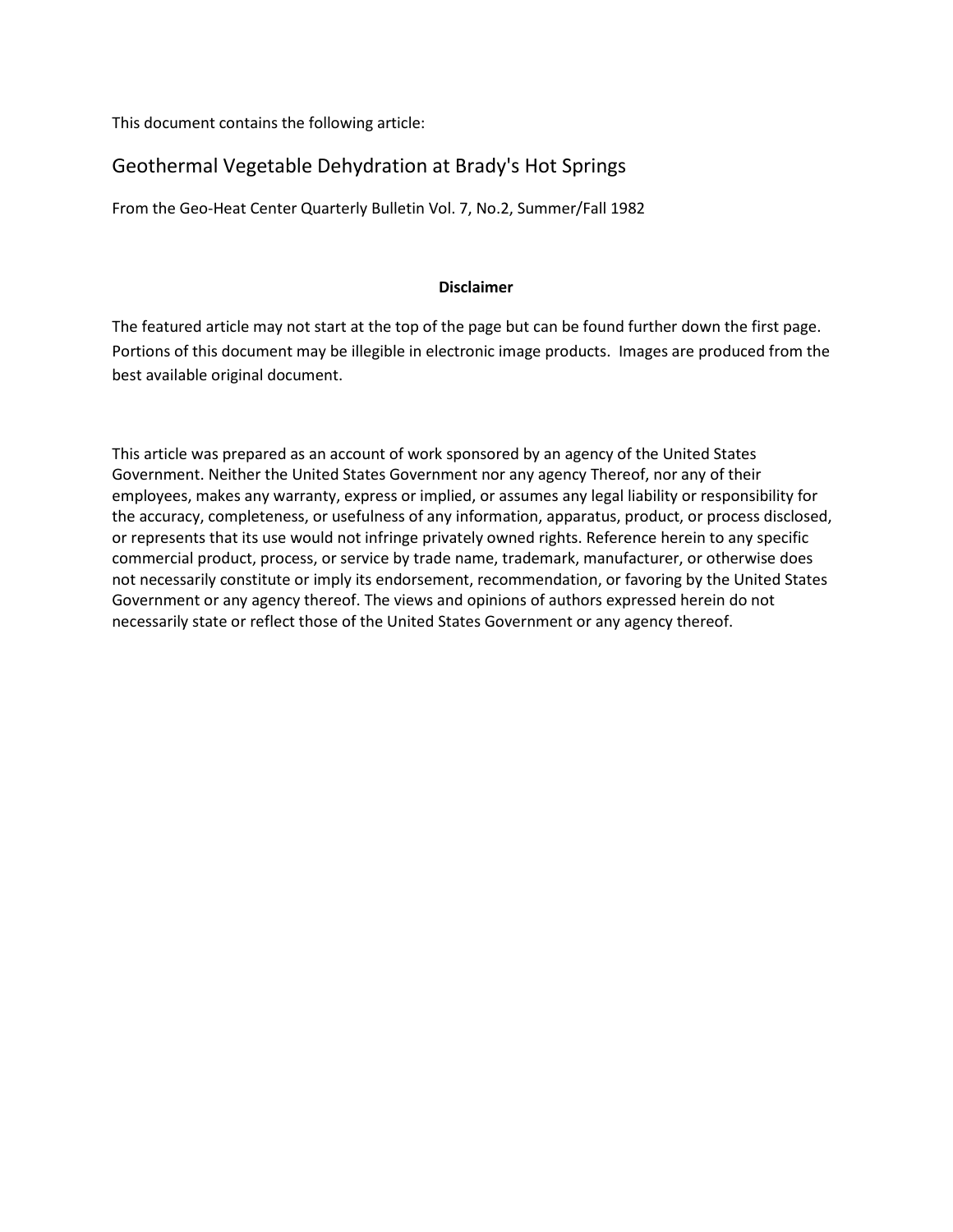This document contains the following article:

## Geothermal Vegetable Dehydration at Brady's Hot Springs

From the Geo-Heat Center Quarterly Bulletin Vol. 7, No.2, Summer/Fall 1982

**Disclaimer**

The featured article may not start at the top of the page but can be found further down the first page. Portions of this document may be illegible in electronic image products. Images are produced from the best available original document.

This article was prepared as an account of work sponsored by an agency of the United States Government. Neither the United States Government nor any agency Thereof, nor any of their employees, makes any warranty, express or implied, or assumes any legal liability or responsibility for the accuracy, completeness, or usefulness of any information, apparatus, product, or process disclosed, or represents that its use would not infringe privately owned rights. Reference herein to any specific commercial product, process, or service by trade name, trademark, manufacturer, or otherwise does not necessarily constitute or imply its endorsement, recommendation, or favoring by the United States Government or any agency thereof. The views and opinions of authors expressed herein do not necessarily state or reflect those of the United States Government or any agency thereof.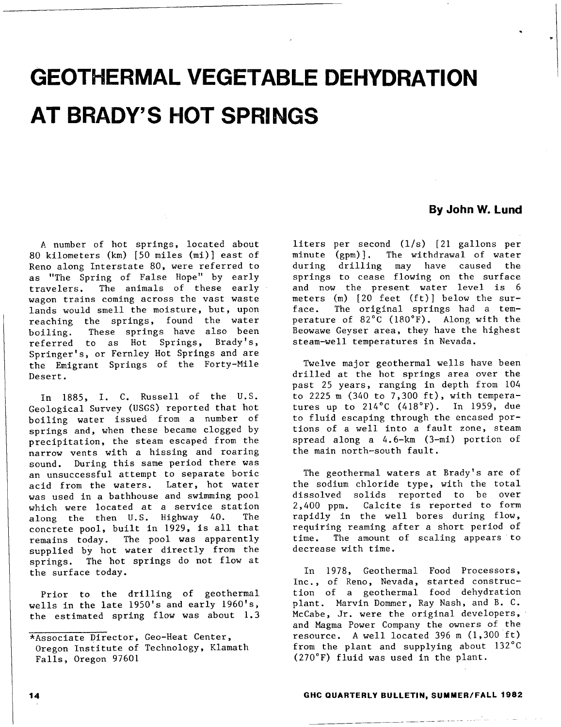# GEOTHERMAL VEGETABLE DEHYDRATION AT BRADY'S HOT SPRINGS

**By John W. Lund**

A number of hot springs, located about 80 kilometers (km) [50 miles (mi)] east of Reno along Interstate 80, were referred to as "The Spring of False Hope" by early travelers. The animals of these early wagon trains coming across the vast waste lands would smell the moisture, but, upon reaching the springs, found the water boiling. These springs have also been referred to as Hot Springs, Brady's, Springer's, or Fernley Hot Springs and are the Emigrant Springs of the Forty-Mile Desert.

In 1885, I. C. Russell of the U.S. Geological Survey (USGS) reported that hot boiling water issued from a number of springs and, when these became clogged by precipitation, the steam escaped from the narrow vents with a hissing and roaring sound. During this same period there was an unsuccessful attempt to separate boric acid from the waters. Later, hot water was used in a bathhouse and swimming pool which were located at a service station along the then U.S. Highway 40. The concrete pool, built in 1929, is all that remains today. The pool was apparently supplied by hot water directly from the springs. The hot springs do not flow at the surface today.

Prior to the drilling of geothermal wells in the late 1950's and early 1960's, the estimated spring flow was about 1.3 liters per second (l/s) [21 gallons per minute (gpm)]. The withdrawal of water during drilling may have caused the springs to cease flowing on the surface and now the present water level is 6 meters (m) [20 feet (ft)] below the surface. The original springs had a temperature of 82°C (180°F). Along with the Beowawe Geyser area, they have the highest steam-well temperatures in Nevada.

Twelve major geothermal wells have been drilled at the hot springs area over the past 25 years, ranging in depth from 104 to 2225 m (340 to 7,300 ft), with temperatures up to 214°C (418°F). In 1959, due to fluid escaping through the encased portions of a well into a fault zone, steam spread along a 4.6-km (3-mi) portion of the main north-south fault.

The geothermal waters at Brady's are of the sodium chloride type, with the total dissolved solids reported to be over 2,400 ppm. Calcite is reported to form rapidly in the well bores during flow, requiring reaming after a short period of time. The amount of scaling appears to decrease with time.

In 1978, Geothermal Food Processors, Inc., of Reno, Nevada, started construction of a geothermal food dehydration plant. Marvin Dommer, Ray Nash, and B. C. McCabe, Jr. were the original developers, and Magma Power Company the owners of the resource. A well located 396 m (1,300 ft) from the plant and supplying about 132°C (270°F) fluid was used in the plant.

*Associate Director, Geo-Heat Center, Oregon Institute of Technology, Klamath Falls, Oregon 97601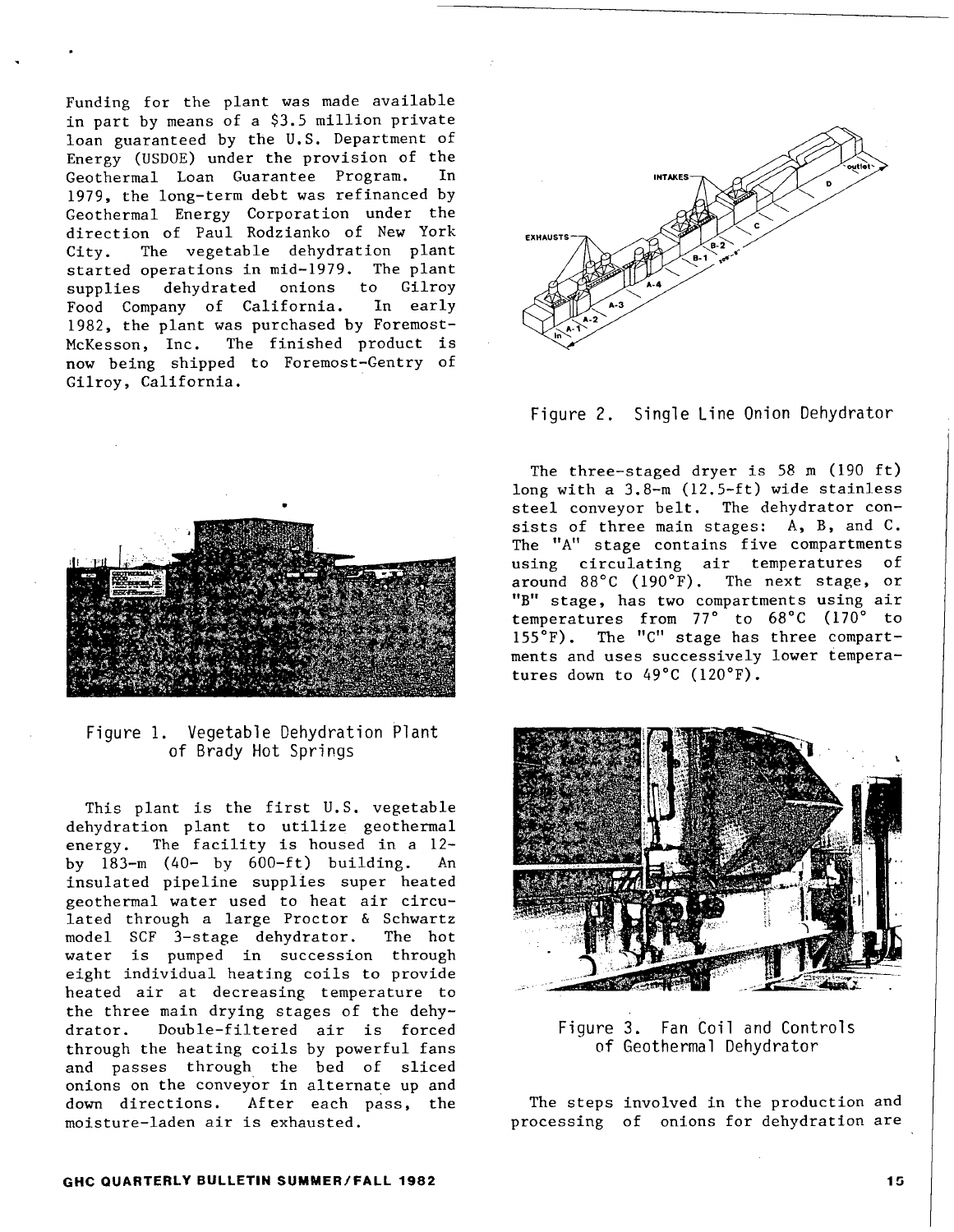Funding for the plant was made available in part by means of a $3.5 million private loan guaranteed by the U.S. Department of Energy (USDOE) under the provision of the Geothermal Loan Guarantee Program. In 1979, the long-term debt was refinanced by Geothermal Energy Corporation under the direction of Paul Rodzianko of New York City. The vegetable dehydration plant started operations in mid-1979. The plant supplies dehydrated onions to Gilroy Food Company of California. In early 1982, the plant was purchased by Foremost-McKesson, Inc. The finished product is now being shipped to Foremost-Gentry of Gilroy, California.

Figure 1. Vegetable Dehydration Plant of Brady Hot Springs

This plant is the first U.S. vegetable dehydration plant to utilize geothermal energy. The facility is housed in a 12- by 183-m (40- by 600-ft) building. An insulated pipeline supplies super heated geothermal water used to heat air circulated through a large Proctor & Schwartz model SCF 3-stage dehydrator. The hot water is pumped in succession through eight individual heating coils to provide heated air at decreasing temperature to the three main drying stages of the dehydrator. Double-filtered air is forced through the heating coils by powerful fans and passes through the bed of sliced onions on the conveyor in alternate up and down directions. After each pass, the moisture-laden air is exhausted.

Figure 2. Single Line Onion Dehydrator

The three-staged dryer is 58 m (190 ft) long with a 3.8-m (12.5-ft) wide stainless steel conveyor belt. The dehydrator consists of three main stages: A, B, and C. The "A" stage contains five compartments using circulating air temperatures of around 88°C (190°F). The next stage, or "B" stage, has two compartments using air temperatures from 77° to 68°C (170° to 155°F). The "C" stage has three compartments and uses successively lower temperatures down to 49°C (120°F).

Figure 3. Fan Coil and Controls of Geothermal Dehydrator

The steps involved in the production and processing of onions for dehydration are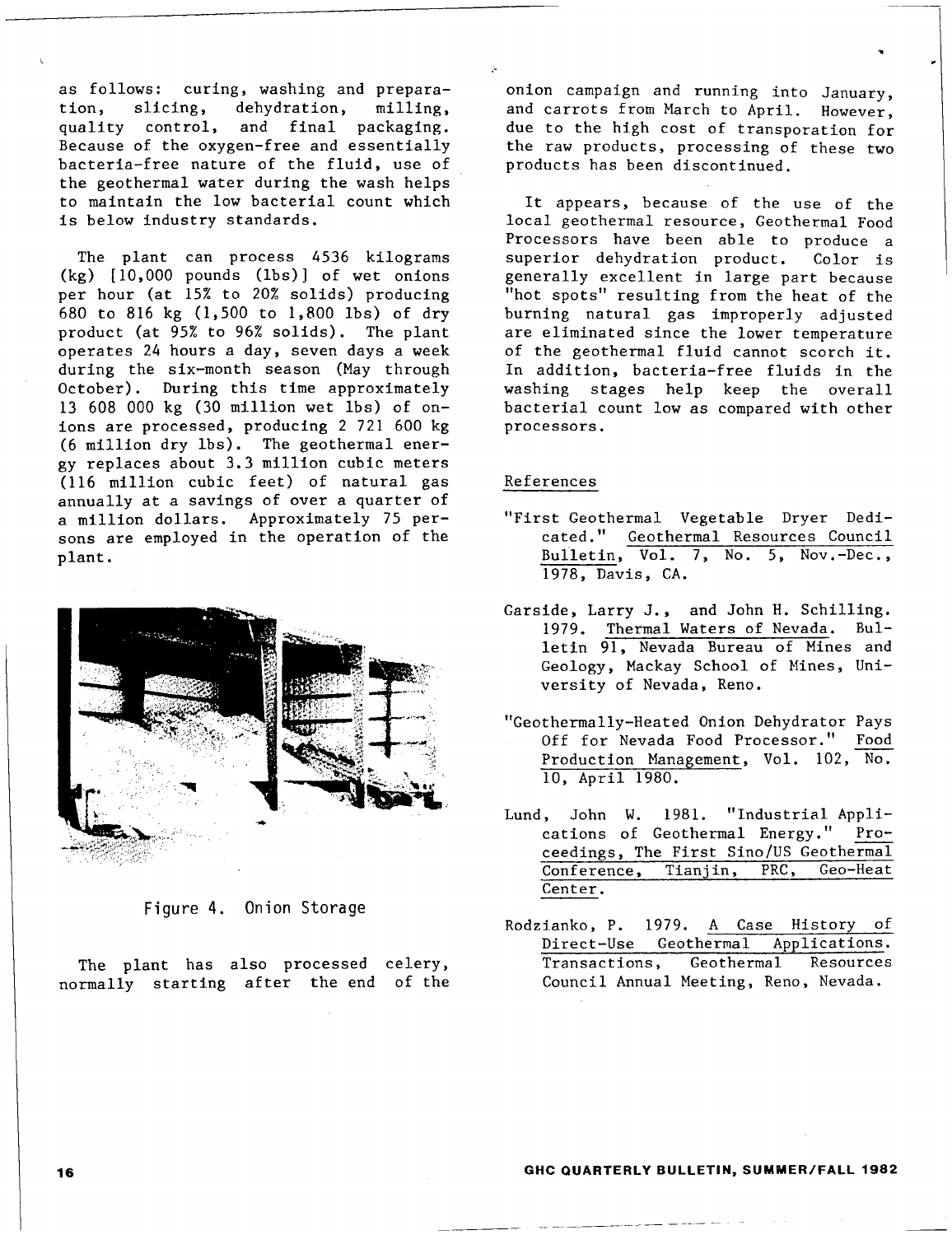as follows: curing, washing and preparation, slicing, dehydration, milling, quality control, and final packaging. Because of the oxygen-free and essentially bacteria-free nature of the fluid, use of the geothermal water during the wash helps to maintain the low bacterial count which is below industry standards.

The plant can process 4536 kilograms (kg) [10,000 pounds (lbs)] of wet onions per hour (at 15% to 20% solids) producing 680 to 816 kg (1,500 to 1,800 lbs) of dry product (at 95% to 96% solids). The plant operates 24 hours a day, seven days a week during the six-month season (May through October). During this time approximately 13 608 000 kg (30 million wet lbs) of onions are processed, producing 2 721 600 kg (6 million dry lbs). The geothermal energy replaces about 3.3 million cubic meters (116 million cubic feet) of natural gas annually at a savings of over a quarter of a million dollars. Approximately 75 persons are employed in the operation of the plant.

Figure 4. Onion Storage

The plant has also processed celery, normally starting after the end of the onion campaign and running into January, and carrots from March to April. However, due to the high cost of transporation for the raw products, processing of these two products has been discontinued.

It appears, because of the use of the local geothermal resource, Geothermal Food Processors have been able to produce a superior dehydration product. Color is generally excellent in large part because "hot spots" resulting from the heat of the burning natural gas improperly adjusted are eliminated since the lower temperature of the geothermal fluid cannot scorch it. In addition, bacteria-free fluids in the washing stages help keep the overall bacterial count low as compared with other processors.

## References

"First Geothermal Vegetable Dryer Dedicated." Geothermal Resources Council Bulletin, Vol. 7, No. 5, Nov.-Dec., 1978, Davis, CA.

Garside, Larry J., and John H. Schilling. 1979. Thermal Waters of Nevada. Bulletin 91, Nevada Bureau of Mines and Geology, Mackay School of Mines, University of Nevada, Reno.

"Geothermally-Heated Onion Dehydrator Pays Off for Nevada Food Processor." Food Production Management, Vol. 102, No. 10, April 1980.

Lund, John W. 1981. "Industrial Applications of Geothermal Energy." Proceedings, The First Sino/US Geothermal Conference, Tianjin, PRC, Geo-Heat Center.

Rodzianko, P. 1979. A Case History of Direct-Use Geothermal Applications. Transactions, Geothermal Resources Council Annual Meeting, Reno, Nevada.